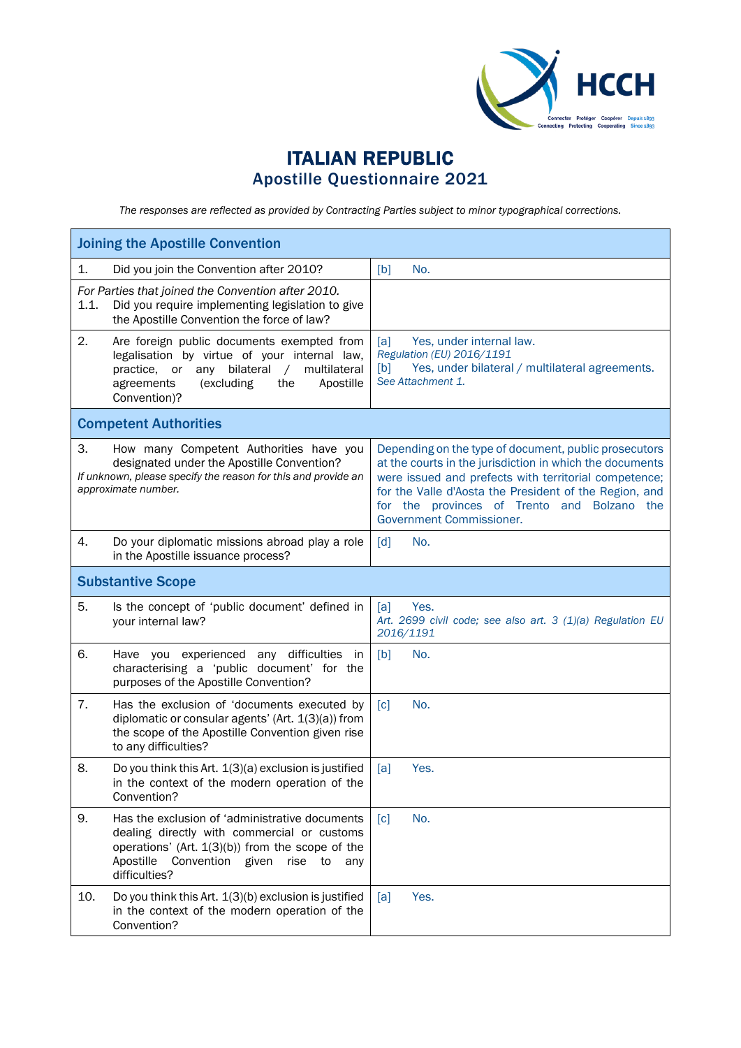# ITALIAN REPUBLIC
## Apostille Questionnaire 2021

*The responses are reflected as provided by Contracting Parties subject to minor typographical corrections.*

| Joining the Apostille Convention | |
|---|---|
| 1. Did you join the Convention after 2010? | [b] No. |
| *For Parties that joined the Convention after 2010.* 1.1. Did you require implementing legislation to give the Apostille Convention the force of law? | |
| 2. Are foreign public documents exempted from legalisation by virtue of your internal law, practice, or any bilateral / multilateral agreements (excluding the Apostille Convention)? | [a] Yes, under internal law. *Regulation (EU) 2016/1191* [b] Yes, under bilateral / multilateral agreements. *See Attachment 1.* |
| **Competent Authorities** | |
| 3. How many Competent Authorities have you designated under the Apostille Convention? *If unknown, please specify the reason for this and provide an approximate number.* | Depending on the type of document, public prosecutors at the courts in the jurisdiction in which the documents were issued and prefects with territorial competence; for the Valle d'Aosta the President of the Region, and for the provinces of Trento and Bolzano the Government Commissioner. |
| 4. Do your diplomatic missions abroad play a role in the Apostille issuance process? | [d] No. |
| **Substantive Scope** | |
| 5. Is the concept of 'public document' defined in your internal law? | [a] Yes. *Art. 2699 civil code; see also art. 3 (1)(a) Regulation EU 2016/1191* |
| 6. Have you experienced any difficulties in characterising a 'public document' for the purposes of the Apostille Convention? | [b] No. |
| 7. Has the exclusion of 'documents executed by diplomatic or consular agents' (Art. 1(3)(a)) from the scope of the Apostille Convention given rise to any difficulties? | [c] No. |
| 8. Do you think this Art. 1(3)(a) exclusion is justified in the context of the modern operation of the Convention? | [a] Yes. |
| 9. Has the exclusion of 'administrative documents dealing directly with commercial or customs operations' (Art. 1(3)(b)) from the scope of the Apostille Convention given rise to any difficulties? | [c] No. |
| 10. Do you think this Art. 1(3)(b) exclusion is justified in the context of the modern operation of the Convention? | [a] Yes. |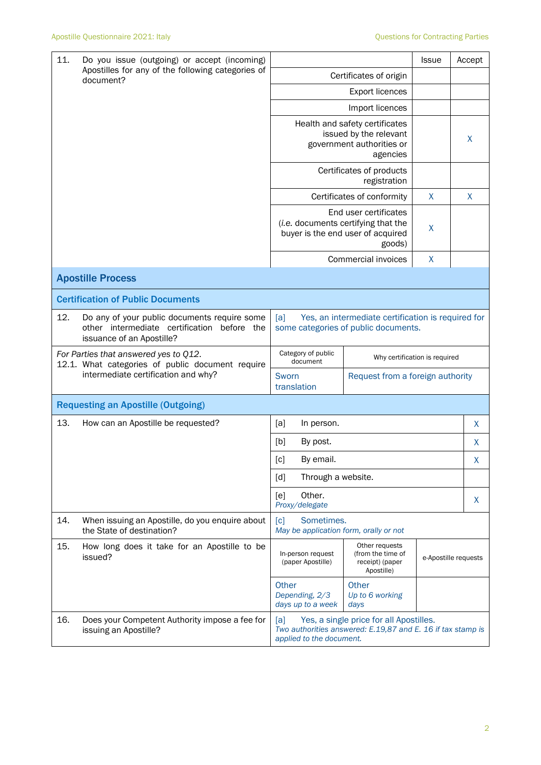| 11. Do you issue (outgoing) or accept (incoming) Apostilles for any of the following categories of document? | | Issue | Accept |
|---|---|---|---|
| | Certificates of origin | | |
| | Export licences | | |
| | Import licences | | |
| | Health and safety certificates issued by the relevant government authorities or agencies | | X |
| | Certificates of products registration | | |
| | Certificates of conformity | X | X |
| | End user certificates (*i.e.* documents certifying that the buyer is the end user of acquired goods) | X | |
| | Commercial invoices | X | |

## Apostille Process

### Certification of Public Documents

| 12. Do any of your public documents require some other intermediate certification before the issuance of an Apostille? | [a] Yes, an intermediate certification is required for some categories of public documents. | |
|---|---|---|
| *For Parties that answered yes to Q12.* 12.1. What categories of public document require intermediate certification and why? | Category of public document | Why certification is required |
| | Sworn translation | Request from a foreign authority |

### Requesting an Apostille (Outgoing)

| 13. How can an Apostille be requested? | | |
|---|---|---|
| | [a] In person. | X |
| | [b] By post. | X |
| | [c] By email. | X |
| | [d] Through a website. | |
| | [e] Other. *Proxy/delegate* | X |

| 14. When issuing an Apostille, do you enquire about the State of destination? | [c] Sometimes. *May be application form, orally or not* | | |
|---|---|---|---|
| 15. How long does it take for an Apostille to be issued? | In-person request (paper Apostille) | Other requests (from the time of receipt) (paper Apostille) | e-Apostille requests |
| | Other *Depending, 2/3 days up to a week* | Other *Up to 6 working days* | |
| 16. Does your Competent Authority impose a fee for issuing an Apostille? | [a] Yes, a single price for all Apostilles. *Two authorities answered: E.19,87 and E. 16 if tax stamp is applied to the document.* | | |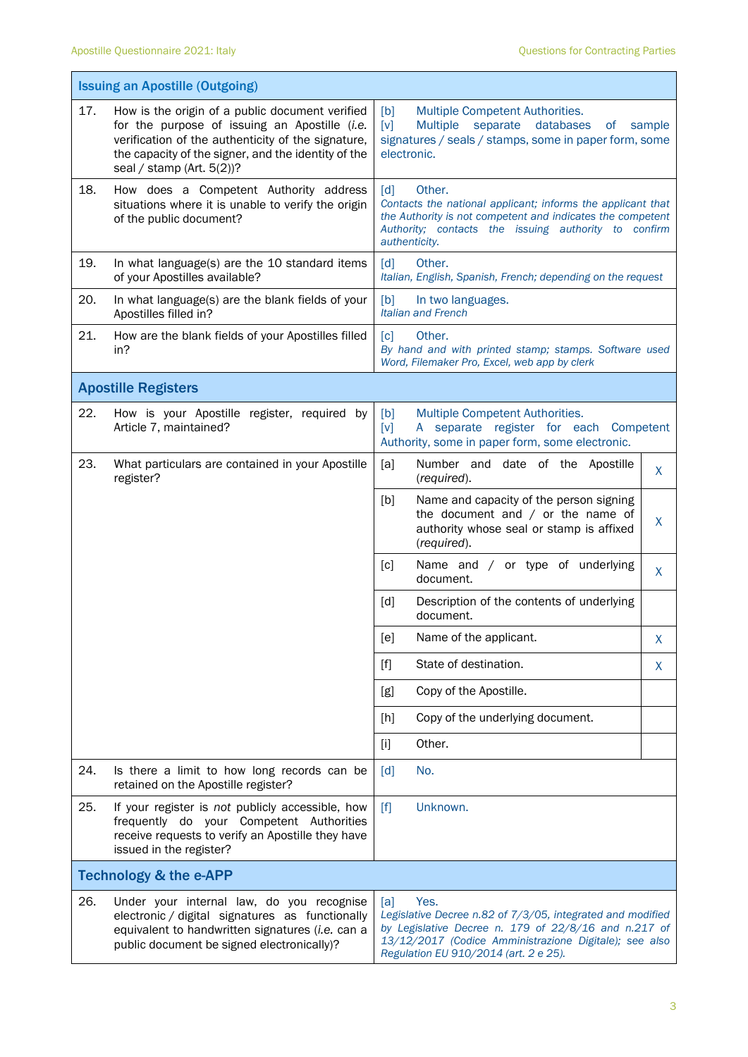| Issuing an Apostille (Outgoing) | | |
|---|---|---|
| 17. | How is the origin of a public document verified for the purpose of issuing an Apostille (*i.e.* verification of the authenticity of the signature, the capacity of the signer, and the identity of the seal / stamp (Art. 5(2))? | [b] Multiple Competent Authorities.<br>[v] Multiple separate databases of sample signatures / seals / stamps, some in paper form, some electronic. |
| 18. | How does a Competent Authority address situations where it is unable to verify the origin of the public document? | [d] Other.<br>*Contacts the national applicant; informs the applicant that the Authority is not competent and indicates the competent Authority; contacts the issuing authority to confirm authenticity.* |
| 19. | In what language(s) are the 10 standard items of your Apostilles available? | [d] Other.<br>*Italian, English, Spanish, French; depending on the request* |
| 20. | In what language(s) are the blank fields of your Apostilles filled in? | [b] In two languages.<br>*Italian and French* |
| 21. | How are the blank fields of your Apostilles filled in? | [c] Other.<br>*By hand and with printed stamp; stamps. Software used Word, Filemaker Pro, Excel, web app by clerk* |

| Apostille Registers | | | |
|---|---|---|---|
| 22. | How is your Apostille register, required by Article 7, maintained? | [b] Multiple Competent Authorities.<br>[v] A separate register for each Competent Authority, some in paper form, some electronic. | |
| 23. | What particulars are contained in your Apostille register? | [a] Number and date of the Apostille (*required*). | X |
| | | [b] Name and capacity of the person signing the document and / or the name of authority whose seal or stamp is affixed (*required*). | X |
| | | [c] Name and / or type of underlying document. | X |
| | | [d] Description of the contents of underlying document. | |
| | | [e] Name of the applicant. | X |
| | | [f] State of destination. | X |
| | | [g] Copy of the Apostille. | |
| | | [h] Copy of the underlying document. | |
| | | [i] Other. | |
| 24. | Is there a limit to how long records can be retained on the Apostille register? | [d] No. | |
| 25. | If your register is *not* publicly accessible, how frequently do your Competent Authorities receive requests to verify an Apostille they have issued in the register? | [f] Unknown. | |

| Technology & the e-APP | | |
|---|---|---|
| 26. | Under your internal law, do you recognise electronic / digital signatures as functionally equivalent to handwritten signatures (*i.e.* can a public document be signed electronically)? | [a] Yes.<br>*Legislative Decree n.82 of 7/3/05, integrated and modified by Legislative Decree n. 179 of 22/8/16 and n.217 of 13/12/2017 (Codice Amministrazione Digitale); see also Regulation EU 910/2014 (art. 2 e 25).* |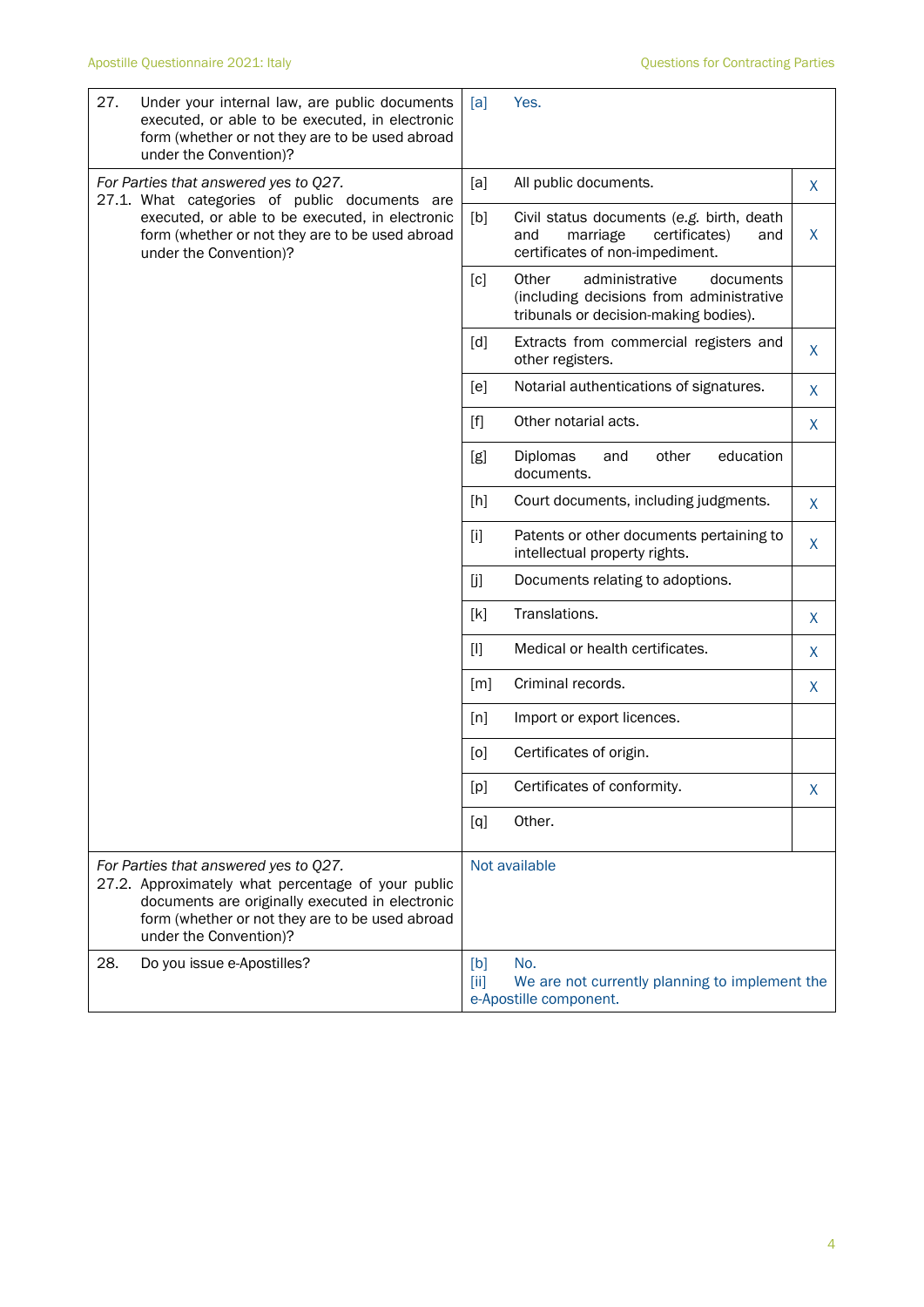| Question | Answer | | |
|---|---|---|---|
| 27. Under your internal law, are public documents executed, or able to be executed, in electronic form (whether or not they are to be used abroad under the Convention)? | [a] | Yes. | |
| *For Parties that answered yes to Q27.* 27.1. What categories of public documents are executed, or able to be executed, in electronic form (whether or not they are to be used abroad under the Convention)? | [a] | All public documents. | X |
| | [b] | Civil status documents (e.g. birth, death and marriage certificates) and certificates of non-impediment. | X |
| | [c] | Other administrative documents (including decisions from administrative tribunals or decision-making bodies). | |
| | [d] | Extracts from commercial registers and other registers. | X |
| | [e] | Notarial authentications of signatures. | X |
| | [f] | Other notarial acts. | X |
| | [g] | Diplomas and other education documents. | |
| | [h] | Court documents, including judgments. | X |
| | [i] | Patents or other documents pertaining to intellectual property rights. | X |
| | [j] | Documents relating to adoptions. | |
| | [k] | Translations. | X |
| | [l] | Medical or health certificates. | X |
| | [m] | Criminal records. | X |
| | [n] | Import or export licences. | |
| | [o] | Certificates of origin. | |
| | [p] | Certificates of conformity. | X |
| | [q] | Other. | |
| *For Parties that answered yes to Q27.* 27.2. Approximately what percentage of your public documents are originally executed in electronic form (whether or not they are to be used abroad under the Convention)? | Not available | | |
| 28. Do you issue e-Apostilles? | [b] No. [ii] We are not currently planning to implement the e-Apostille component. | | |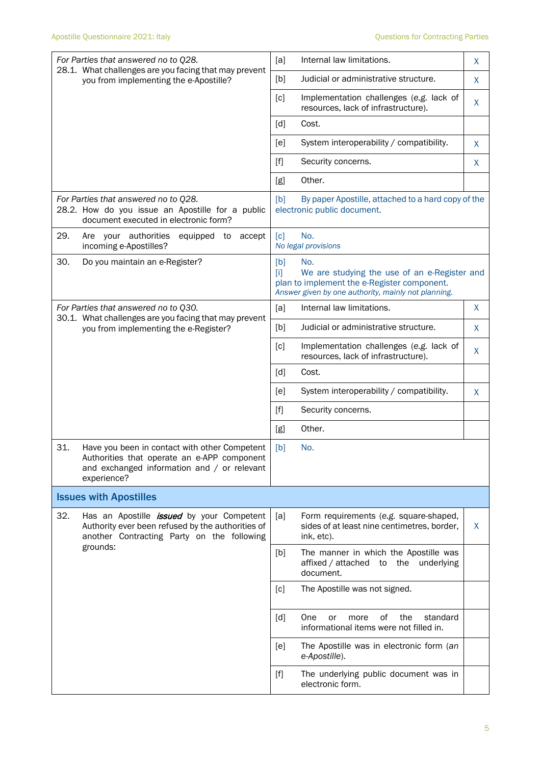| Question | Option | Answer | Mark |
|---|---|---|---|
| *For Parties that answered no to Q28.* 28.1. What challenges are you facing that may prevent you from implementing the e-Apostille? | [a] | Internal law limitations. | X |
| | [b] | Judicial or administrative structure. | X |
| | [c] | Implementation challenges (*e.g.* lack of resources, lack of infrastructure). | X |
| | [d] | Cost. | |
| | [e] | System interoperability / compatibility. | X |
| | [f] | Security concerns. | X |
| | [g] | Other. | |
| *For Parties that answered no to Q28.* 28.2. How do you issue an Apostille for a public document executed in electronic form? | [b] | By paper Apostille, attached to a hard copy of the electronic public document. | |
| 29. Are your authorities equipped to accept incoming e-Apostilles? | [c] | No. *No legal provisions* | |
| 30. Do you maintain an e-Register? | [b] | No. [i] We are studying the use of an e-Register and plan to implement the e-Register component. *Answer given by one authority, mainly not planning.* | |
| *For Parties that answered no to Q30.* 30.1. What challenges are you facing that may prevent you from implementing the e-Register? | [a] | Internal law limitations. | X |
| | [b] | Judicial or administrative structure. | X |
| | [c] | Implementation challenges (*e.g.* lack of resources, lack of infrastructure). | X |
| | [d] | Cost. | |
| | [e] | System interoperability / compatibility. | X |
| | [f] | Security concerns. | |
| | [g] | Other. | |
| 31. Have you been in contact with other Competent Authorities that operate an e-APP component and exchanged information and / or relevant experience? | [b] | No. | |

## Issues with Apostilles

| Question | Option | Answer | Mark |
|---|---|---|---|
| 32. Has an Apostille ***issued*** by your Competent Authority ever been refused by the authorities of another Contracting Party on the following grounds: | [a] | Form requirements (*e.g.* square-shaped, sides of at least nine centimetres, border, ink, etc). | X |
| | [b] | The manner in which the Apostille was affixed / attached to the underlying document. | |
| | [c] | The Apostille was not signed. | |
| | [d] | One or more of the standard informational items were not filled in. | |
| | [e] | The Apostille was in electronic form (*an e-Apostille*). | |
| | [f] | The underlying public document was in electronic form. | |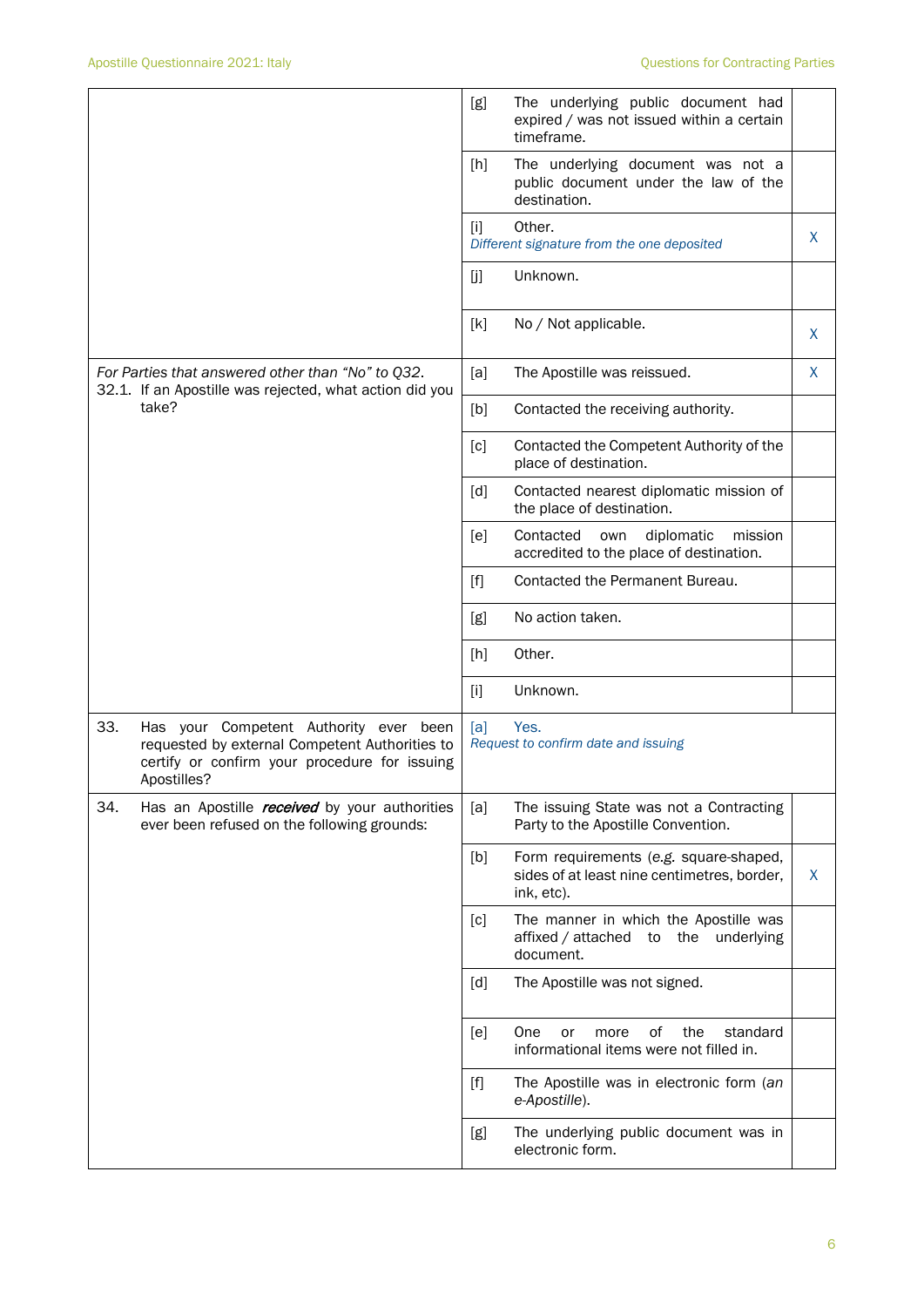| | | | |
|---|---|---|---|
| | [g] | The underlying public document had expired / was not issued within a certain timeframe. | |
| | [h] | The underlying document was not a public document under the law of the destination. | |
| | [i] | Other. *Different signature from the one deposited* | X |
| | [j] | Unknown. | |
| | [k] | No / Not applicable. | X |
| *For Parties that answered other than "No" to Q32.* 32.1. If an Apostille was rejected, what action did you take? | [a] | The Apostille was reissued. | X |
| | [b] | Contacted the receiving authority. | |
| | [c] | Contacted the Competent Authority of the place of destination. | |
| | [d] | Contacted nearest diplomatic mission of the place of destination. | |
| | [e] | Contacted own diplomatic mission accredited to the place of destination. | |
| | [f] | Contacted the Permanent Bureau. | |
| | [g] | No action taken. | |
| | [h] | Other. | |
| | [i] | Unknown. | |
| 33. Has your Competent Authority ever been requested by external Competent Authorities to certify or confirm your procedure for issuing Apostilles? | [a] | Yes. *Request to confirm date and issuing* | |
| 34. Has an Apostille ***received*** by your authorities ever been refused on the following grounds: | [a] | The issuing State was not a Contracting Party to the Apostille Convention. | |
| | [b] | Form requirements (*e.g.* square-shaped, sides of at least nine centimetres, border, ink, etc). | X |
| | [c] | The manner in which the Apostille was affixed / attached to the underlying document. | |
| | [d] | The Apostille was not signed. | |
| | [e] | One or more of the standard informational items were not filled in. | |
| | [f] | The Apostille was in electronic form (*an e-Apostille*). | |
| | [g] | The underlying public document was in electronic form. | |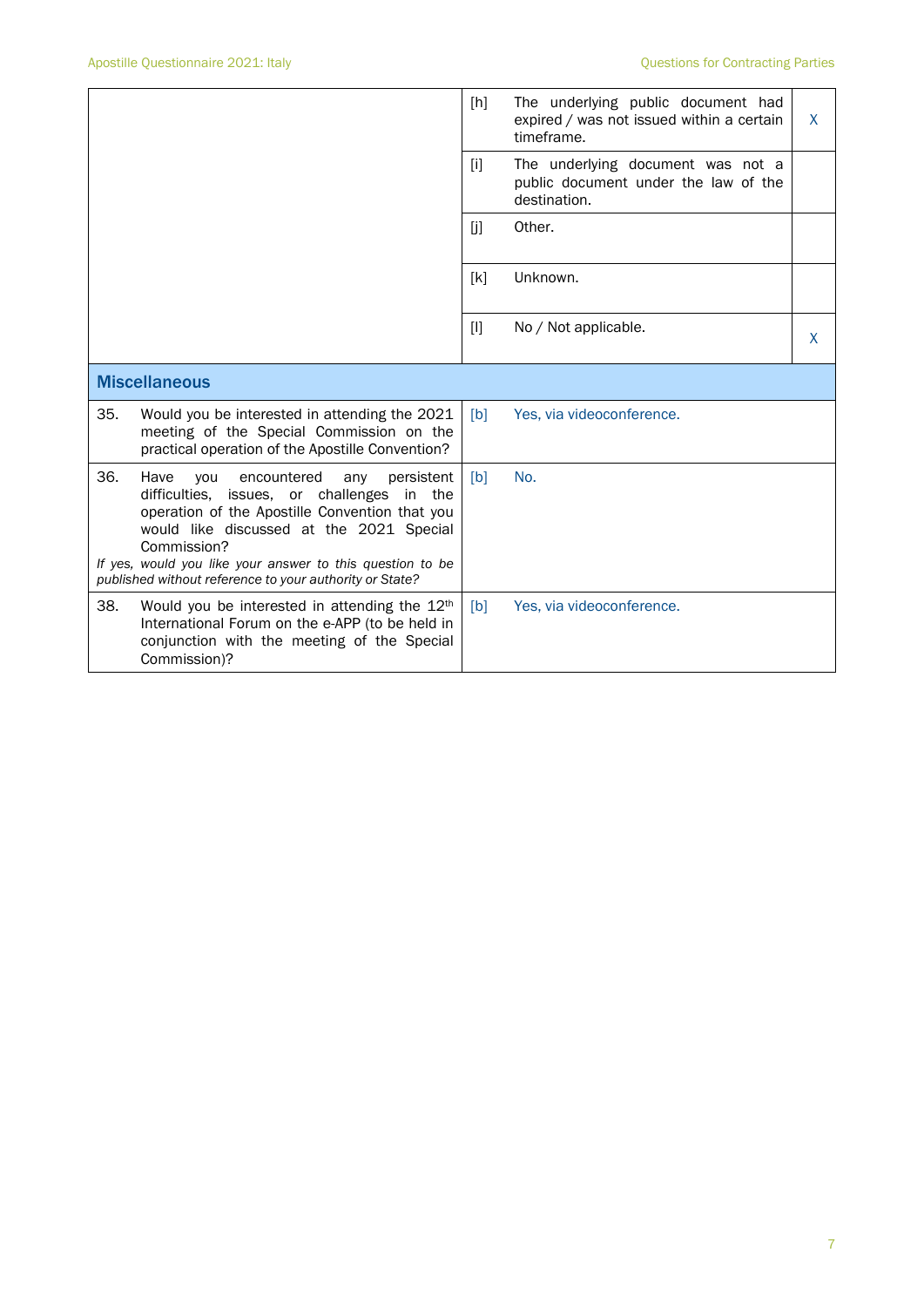| | | | |
|---|---|---|---|
| | [h] | The underlying public document had expired / was not issued within a certain timeframe. | X |
| | [i] | The underlying document was not a public document under the law of the destination. | |
| | [j] | Other. | |
| | [k] | Unknown. | |
| | [l] | No / Not applicable. | X |

## Miscellaneous

| | | |
|---|---|---|
| 35. Would you be interested in attending the 2021 meeting of the Special Commission on the practical operation of the Apostille Convention? | [b] | Yes, via videoconference. |
| 36. Have you encountered any persistent difficulties, issues, or challenges in the operation of the Apostille Convention that you would like discussed at the 2021 Special Commission? *If yes, would you like your answer to this question to be published without reference to your authority or State?* | [b] | No. |
| 38. Would you be interested in attending the 12th International Forum on the e-APP (to be held in conjunction with the meeting of the Special Commission)? | [b] | Yes, via videoconference. |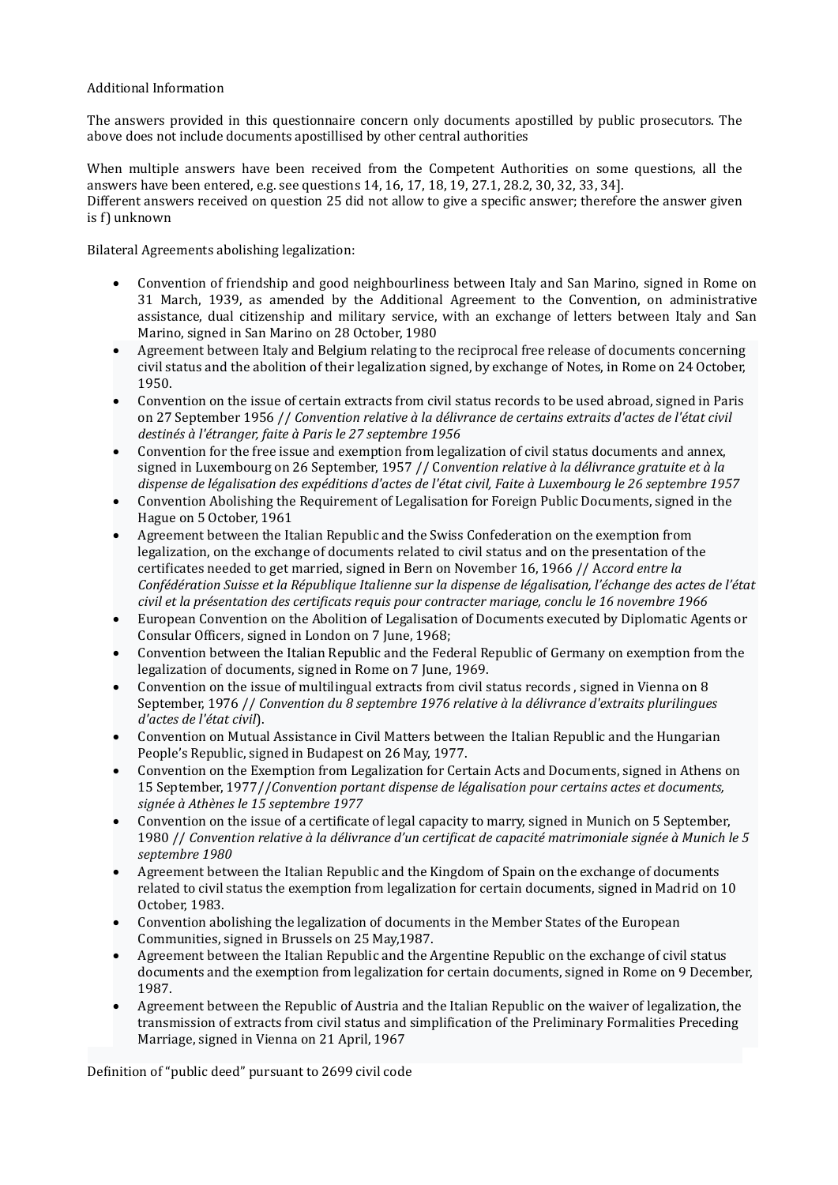Additional Information

The answers provided in this questionnaire concern only documents apostilled by public prosecutors. The above does not include documents apostillised by other central authorities

When multiple answers have been received from the Competent Authorities on some questions, all the answers have been entered, e.g. see questions 14, 16, 17, 18, 19, 27.1, 28.2, 30, 32, 33, 34].
Different answers received on question 25 did not allow to give a specific answer; therefore the answer given is f) unknown

Bilateral Agreements abolishing legalization:

- Convention of friendship and good neighbourliness between Italy and San Marino, signed in Rome on 31 March, 1939, as amended by the Additional Agreement to the Convention, on administrative assistance, dual citizenship and military service, with an exchange of letters between Italy and San Marino, signed in San Marino on 28 October, 1980
- Agreement between Italy and Belgium relating to the reciprocal free release of documents concerning civil status and the abolition of their legalization signed, by exchange of Notes, in Rome on 24 October, 1950.
- Convention on the issue of certain extracts from civil status records to be used abroad, signed in Paris on 27 September 1956 // *Convention relative à la délivrance de certains extraits d'actes de l'état civil destinés à l'étranger, faite à Paris le 27 septembre 1956*
- Convention for the free issue and exemption from legalization of civil status documents and annex, signed in Luxembourg on 26 September, 1957 // C*onvention relative à la délivrance gratuite et à la dispense de légalisation des expéditions d'actes de l'état civil, Faite à Luxembourg le 26 septembre 1957*
- Convention Abolishing the Requirement of Legalisation for Foreign Public Documents, signed in the Hague on 5 October, 1961
- Agreement between the Italian Republic and the Swiss Confederation on the exemption from legalization, on the exchange of documents related to civil status and on the presentation of the certificates needed to get married, signed in Bern on November 16, 1966 // A*ccord entre la Confédération Suisse et la République Italienne sur la dispense de légalisation, l'échange des actes de l'état civil et la présentation des certificats requis pour contracter mariage, conclu le 16 novembre 1966*
- European Convention on the Abolition of Legalisation of Documents executed by Diplomatic Agents or Consular Officers, signed in London on 7 June, 1968;
- Convention between the Italian Republic and the Federal Republic of Germany on exemption from the legalization of documents, signed in Rome on 7 June, 1969.
- Convention on the issue of multilingual extracts from civil status records , signed in Vienna on 8 September, 1976 // *Convention du 8 septembre 1976 relative à la délivrance d'extraits plurilingues d'actes de l'état civil*).
- Convention on Mutual Assistance in Civil Matters between the Italian Republic and the Hungarian People's Republic, signed in Budapest on 26 May, 1977.
- Convention on the Exemption from Legalization for Certain Acts and Documents, signed in Athens on 15 September, 1977//*Convention portant dispense de légalisation pour certains actes et documents, signée à Athènes le 15 septembre 1977*
- Convention on the issue of a certificate of legal capacity to marry, signed in Munich on 5 September, 1980 // *Convention relative à la délivrance d'un certificat de capacité matrimoniale signée à Munich le 5 septembre 1980*
- Agreement between the Italian Republic and the Kingdom of Spain on the exchange of documents related to civil status the exemption from legalization for certain documents, signed in Madrid on 10 October, 1983.
- Convention abolishing the legalization of documents in the Member States of the European Communities, signed in Brussels on 25 May,1987.
- Agreement between the Italian Republic and the Argentine Republic on the exchange of civil status documents and the exemption from legalization for certain documents, signed in Rome on 9 December, 1987.
- Agreement between the Republic of Austria and the Italian Republic on the waiver of legalization, the transmission of extracts from civil status and simplification of the Preliminary Formalities Preceding Marriage, signed in Vienna on 21 April, 1967

Definition of "public deed" pursuant to 2699 civil code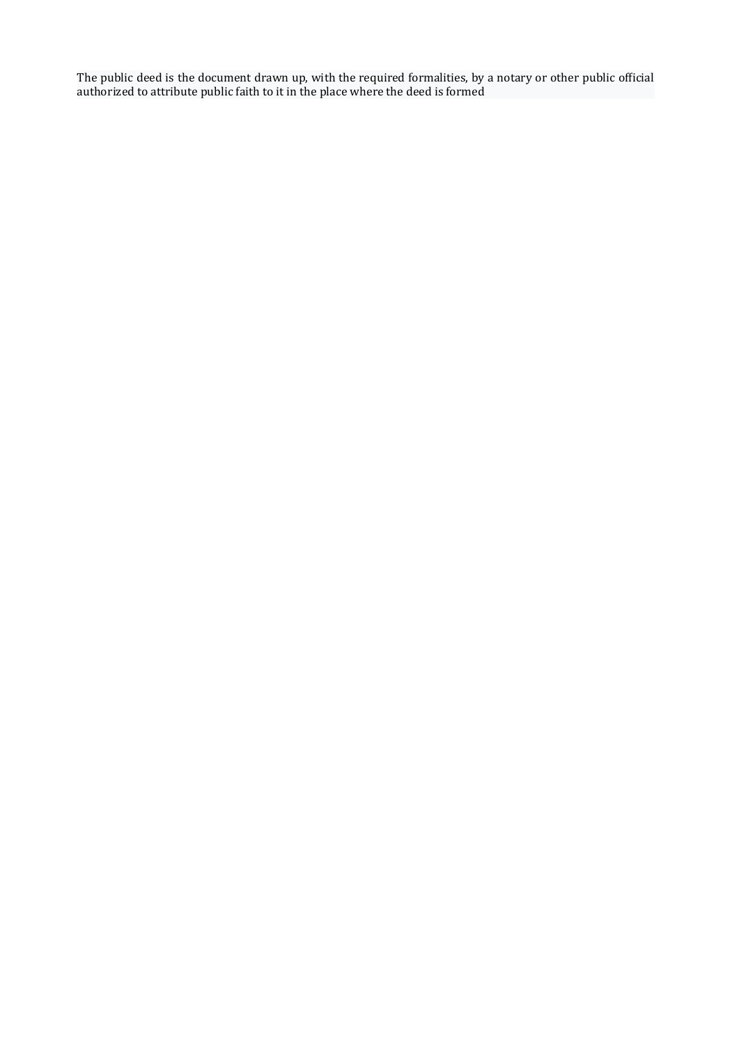The public deed is the document drawn up, with the required formalities, by a notary or other public official authorized to attribute public faith to it in the place where the deed is formed